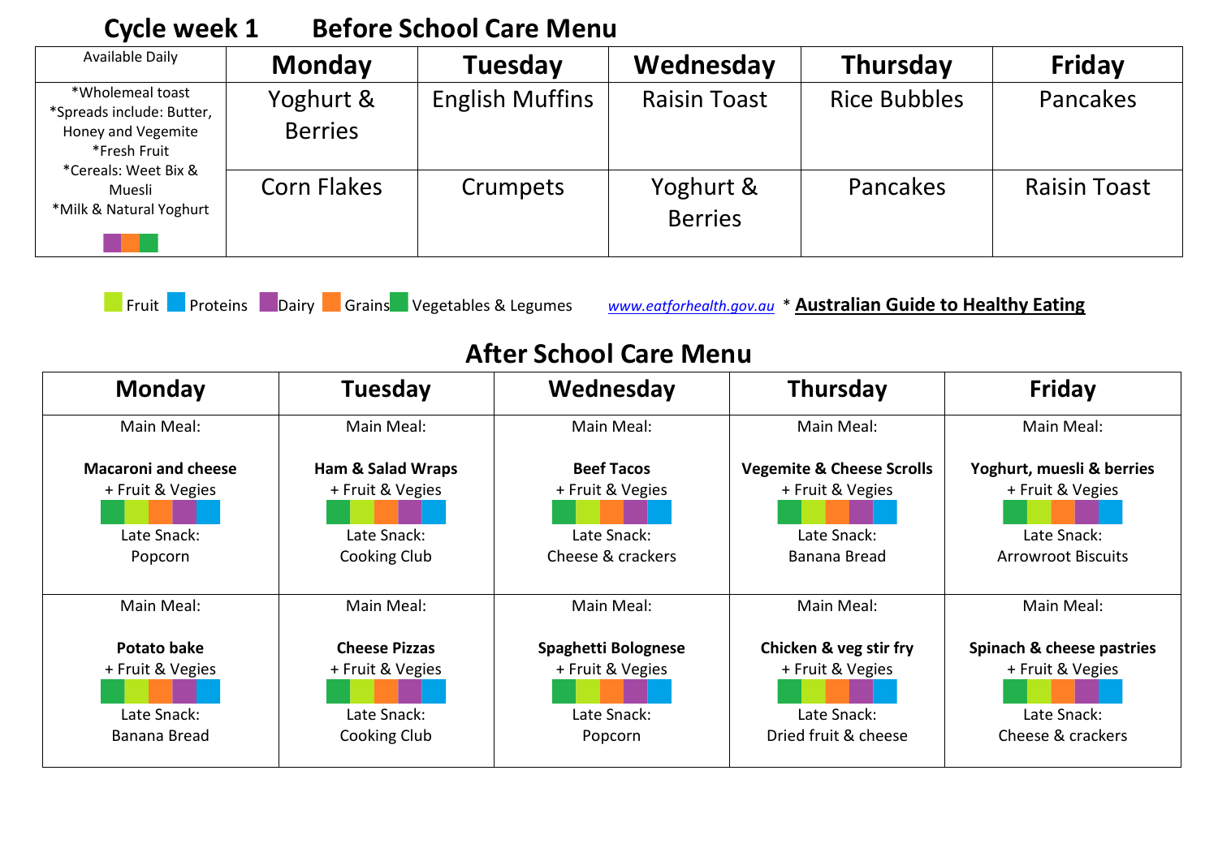# Cycle week 1 Before School Care Menu

| Available Daily | Monday | Tuesday | Wednesday | Thursday | Friday |
|---|---|---|---|---|---|
| *Wholemeal toast<br>*Spreads include: Butter, Honey and Vegemite<br>*Fresh Fruit<br>*Cereals: Weet Bix & Muesli<br>*Milk & Natural Yoghurt | Yoghurt & Berries | English Muffins | Raisin Toast | Rice Bubbles | Pancakes |
| | Corn Flakes | Crumpets | Yoghurt & Berries | Pancakes | Raisin Toast |

Fruit Proteins Dairy Grains Vegetables & Legumes www.eatforhealth.gov.au * **Australian Guide to Healthy Eating**

## After School Care Menu

| Monday | Tuesday | Wednesday | Thursday | Friday |
|---|---|---|---|---|
| Main Meal:<br>**Macaroni and cheese**<br>+ Fruit & Vegies<br>Late Snack:<br>Popcorn | Main Meal:<br>**Ham & Salad Wraps**<br>+ Fruit & Vegies<br>Late Snack:<br>Cooking Club | Main Meal:<br>**Beef Tacos**<br>+ Fruit & Vegies<br>Late Snack:<br>Cheese & crackers | Main Meal:<br>**Vegemite & Cheese Scrolls**<br>+ Fruit & Vegies<br>Late Snack:<br>Banana Bread | Main Meal:<br>**Yoghurt, muesli & berries**<br>+ Fruit & Vegies<br>Late Snack:<br>Arrowroot Biscuits |
| Main Meal:<br>**Potato bake**<br>+ Fruit & Vegies<br>Late Snack:<br>Banana Bread | Main Meal:<br>**Cheese Pizzas**<br>+ Fruit & Vegies<br>Late Snack:<br>Cooking Club | Main Meal:<br>**Spaghetti Bolognese**<br>+ Fruit & Vegies<br>Late Snack:<br>Popcorn | Main Meal:<br>**Chicken & veg stir fry**<br>+ Fruit & Vegies<br>Late Snack:<br>Dried fruit & cheese | Main Meal:<br>**Spinach & cheese pastries**<br>+ Fruit & Vegies<br>Late Snack:<br>Cheese & crackers |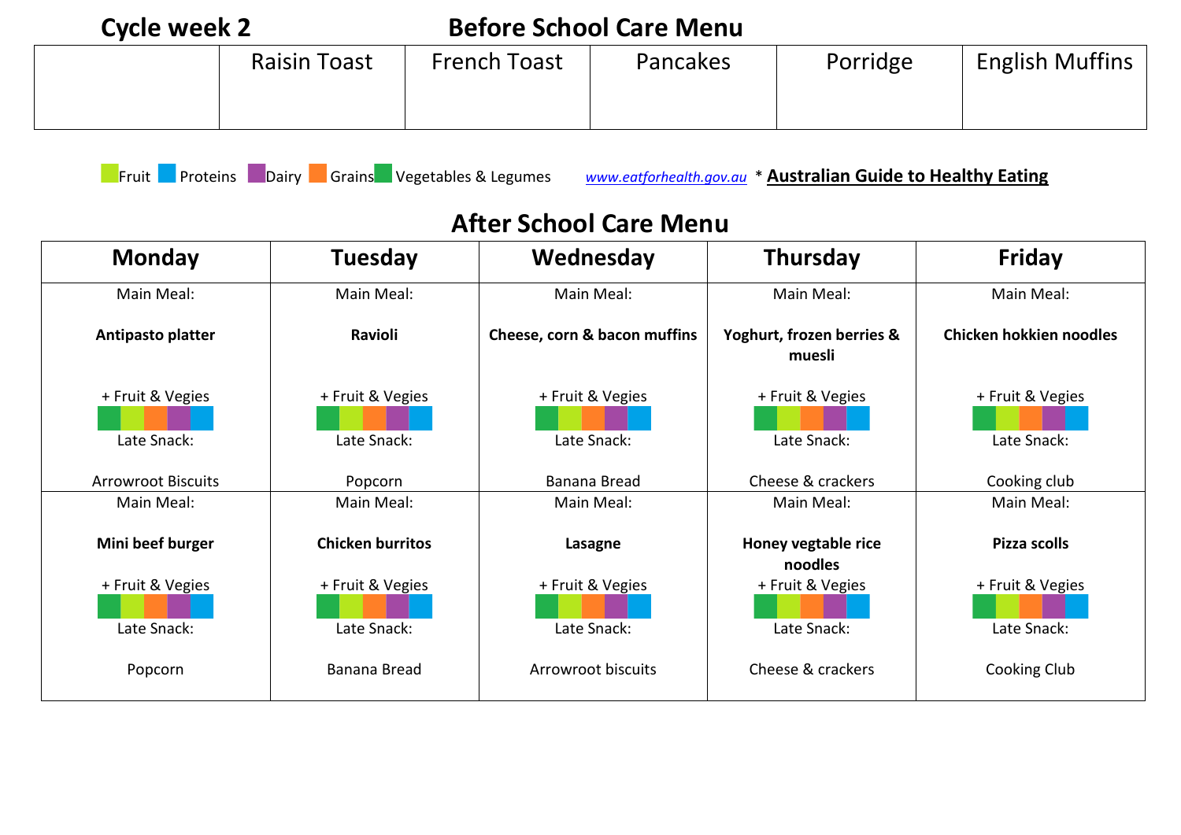**Cycle week 2**

## Before School Care Menu

| | Raisin Toast | French Toast | Pancakes | Porridge | English Muffins |
|---|---|---|---|---|---|
| | | | | | |

Fruit  Proteins  Dairy  Grains  Vegetables & Legumes    *www.eatforhealth.gov.au*  * **Australian Guide to Healthy Eating**

## After School Care Menu

| Monday | Tuesday | Wednesday | Thursday | Friday |
|---|---|---|---|---|
| Main Meal: **Antipasto platter** + Fruit & Vegies Late Snack: Arrowroot Biscuits | Main Meal: **Ravioli** + Fruit & Vegies Late Snack: Popcorn | Main Meal: **Cheese, corn & bacon muffins** + Fruit & Vegies Late Snack: Banana Bread | Main Meal: **Yoghurt, frozen berries & muesli** + Fruit & Vegies Late Snack: Cheese & crackers | Main Meal: **Chicken hokkien noodles** + Fruit & Vegies Late Snack: Cooking club |
| Main Meal: **Mini beef burger** + Fruit & Vegies Late Snack: Popcorn | Main Meal: **Chicken burritos** + Fruit & Vegies Late Snack: Banana Bread | Main Meal: **Lasagne** + Fruit & Vegies Late Snack: Arrowroot biscuits | Main Meal: **Honey vegtable rice noodles** + Fruit & Vegies Late Snack: Cheese & crackers | Main Meal: **Pizza scolls** + Fruit & Vegies Late Snack: Cooking Club |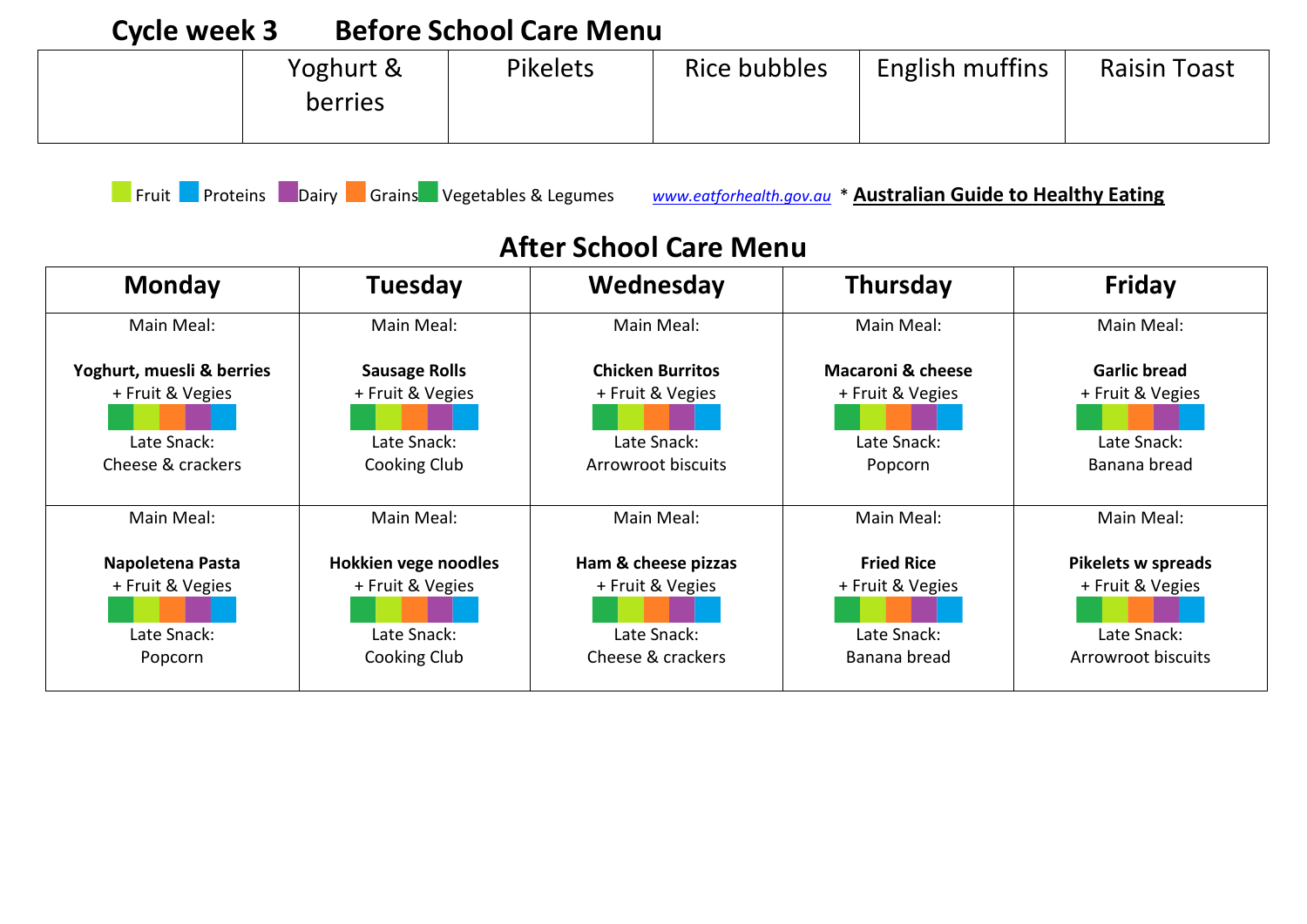## Cycle week 3 Before School Care Menu

| | | | | | |
|---|---|---|---|---|---|
| | Yoghurt & berries | Pikelets | Rice bubbles | English muffins | Raisin Toast |

Fruit Proteins Dairy Grains Vegetables & Legumes www.eatforhealth.gov.au * **Australian Guide to Healthy Eating**

## After School Care Menu

| Monday | Tuesday | Wednesday | Thursday | Friday |
|---|---|---|---|---|
| Main Meal:<br><br>**Yoghurt, muesli & berries**<br>+ Fruit & Vegies<br>Late Snack:<br>Cheese & crackers | Main Meal:<br><br>**Sausage Rolls**<br>+ Fruit & Vegies<br>Late Snack:<br>Cooking Club | Main Meal:<br><br>**Chicken Burritos**<br>+ Fruit & Vegies<br>Late Snack:<br>Arrowroot biscuits | Main Meal:<br><br>**Macaroni & cheese**<br>+ Fruit & Vegies<br>Late Snack:<br>Popcorn | Main Meal:<br><br>**Garlic bread**<br>+ Fruit & Vegies<br>Late Snack:<br>Banana bread |
| Main Meal:<br><br>**Napoletena Pasta**<br>+ Fruit & Vegies<br>Late Snack:<br>Popcorn | Main Meal:<br><br>**Hokkien vege noodles**<br>+ Fruit & Vegies<br>Late Snack:<br>Cooking Club | Main Meal:<br><br>**Ham & cheese pizzas**<br>+ Fruit & Vegies<br>Late Snack:<br>Cheese & crackers | Main Meal:<br><br>**Fried Rice**<br>+ Fruit & Vegies<br>Late Snack:<br>Banana bread | Main Meal:<br><br>**Pikelets w spreads**<br>+ Fruit & Vegies<br>Late Snack:<br>Arrowroot biscuits |